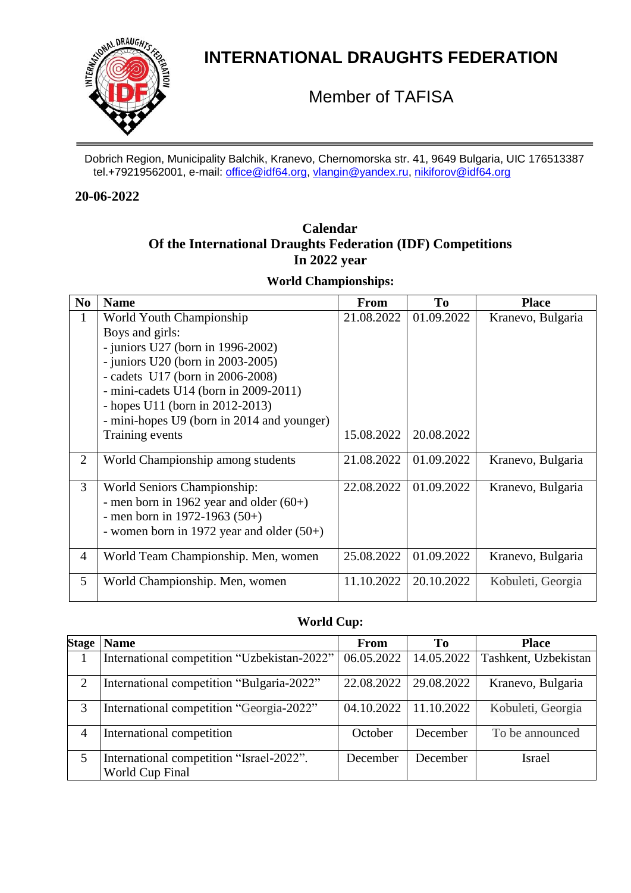# INTERNATIONAL DRAUGHTS FEDERATION

Member of TAFISA

Dobrich Region, Municipality Balchik, Kranevo, Chernomorska str. 41, 9649 Bulgaria, UIC 176513387
tel.+79219562001, e-mail: office@idf64.org, vlangin@yandex.ru, nikiforov@idf64.org

**20-06-2022**

## Calendar
## Of the International Draughts Federation (IDF) Competitions
## In 2022 year

### World Championships:

| No | Name | From | To | Place |
|---|---|---|---|---|
| 1 | World Youth Championship<br>Boys and girls:<br>- juniors U27 (born in 1996-2002)<br>- juniors U20 (born in 2003-2005)<br>- cadets U17 (born in 2006-2008)<br>- mini-cadets U14 (born in 2009-2011)<br>- hopes U11 (born in 2012-2013)<br>- mini-hopes U9 (born in 2014 and younger)<br>Training events | 21.08.2022<br><br><br><br><br><br><br><br>15.08.2022 | 01.09.2022<br><br><br><br><br><br><br><br>20.08.2022 | Kranevo, Bulgaria |
| 2 | World Championship among students | 21.08.2022 | 01.09.2022 | Kranevo, Bulgaria |
| 3 | World Seniors Championship:<br>- men born in 1962 year and older (60+)<br>- men born in 1972-1963 (50+)<br>- women born in 1972 year and older (50+) | 22.08.2022 | 01.09.2022 | Kranevo, Bulgaria |
| 4 | World Team Championship. Men, women | 25.08.2022 | 01.09.2022 | Kranevo, Bulgaria |
| 5 | World Championship. Men, women | 11.10.2022 | 20.10.2022 | Kobuleti, Georgia |

### World Cup:

| Stage | Name | From | To | Place |
|---|---|---|---|---|
| 1 | International competition "Uzbekistan-2022" | 06.05.2022 | 14.05.2022 | Tashkent, Uzbekistan |
| 2 | International competition "Bulgaria-2022" | 22.08.2022 | 29.08.2022 | Kranevo, Bulgaria |
| 3 | International competition "Georgia-2022" | 04.10.2022 | 11.10.2022 | Kobuleti, Georgia |
| 4 | International competition | October | December | To be announced |
| 5 | International competition "Israel-2022".<br>World Cup Final | December | December | Israel |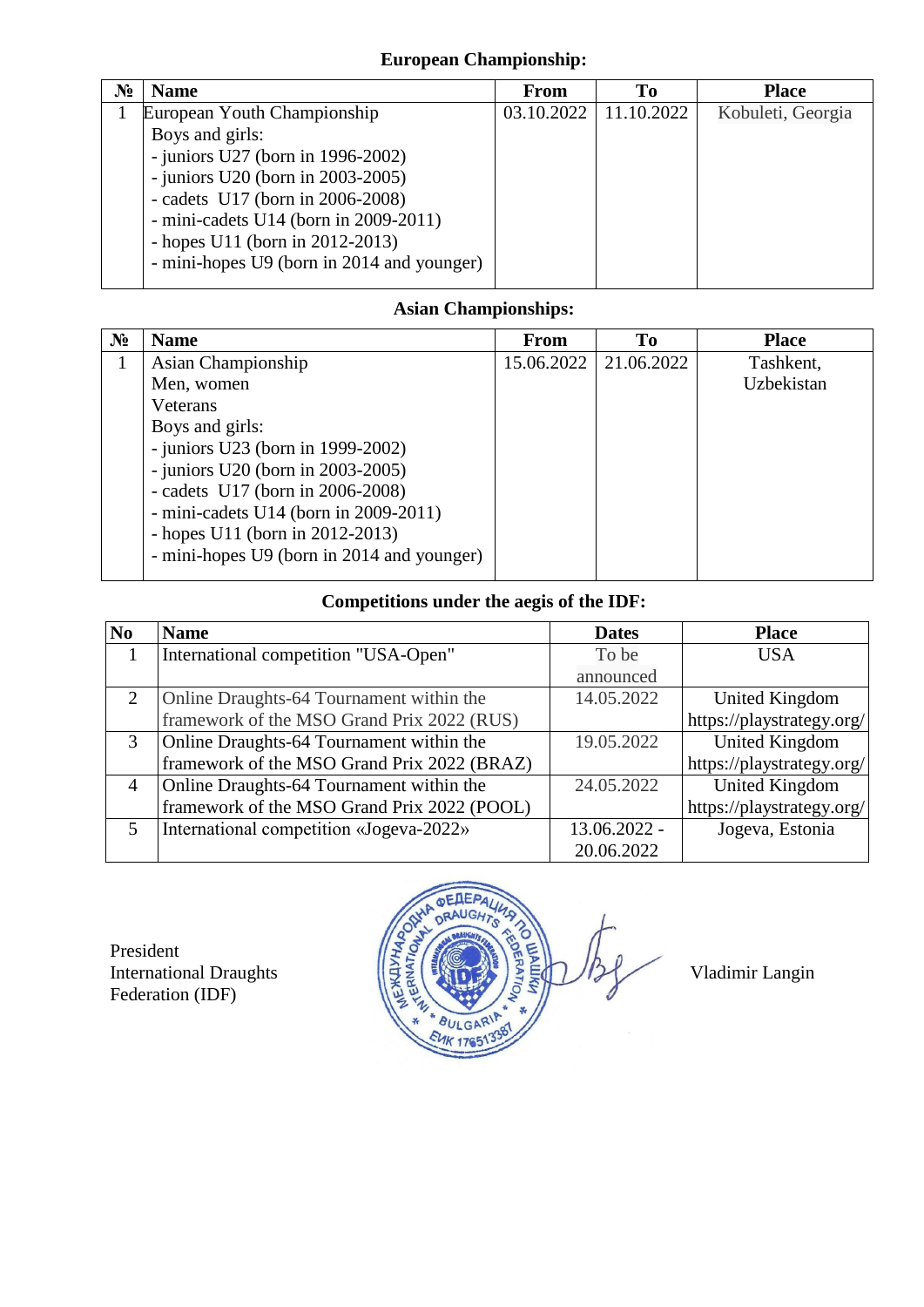**European Championship:**

| № | Name | From | To | Place |
|---|---|---|---|---|
| 1 | European Youth Championship<br>Boys and girls:<br>- juniors U27 (born in 1996-2002)<br>- juniors U20 (born in 2003-2005)<br>- cadets U17 (born in 2006-2008)<br>- mini-cadets U14 (born in 2009-2011)<br>- hopes U11 (born in 2012-2013)<br>- mini-hopes U9 (born in 2014 and younger) | 03.10.2022 | 11.10.2022 | Kobuleti, Georgia |

**Asian Championships:**

| № | Name | From | To | Place |
|---|---|---|---|---|
| 1 | Asian Championship<br>Men, women<br>Veterans<br>Boys and girls:<br>- juniors U23 (born in 1999-2002)<br>- juniors U20 (born in 2003-2005)<br>- cadets U17 (born in 2006-2008)<br>- mini-cadets U14 (born in 2009-2011)<br>- hopes U11 (born in 2012-2013)<br>- mini-hopes U9 (born in 2014 and younger) | 15.06.2022 | 21.06.2022 | Tashkent, Uzbekistan |

**Competitions under the aegis of the IDF:**

| No | Name | Dates | Place |
|---|---|---|---|
| 1 | International competition "USA-Open" | To be announced | USA |
| 2 | Online Draughts-64 Tournament within the framework of the MSO Grand Prix 2022 (RUS) | 14.05.2022 | United Kingdom https://playstrategy.org/ |
| 3 | Online Draughts-64 Tournament within the framework of the MSO Grand Prix 2022 (BRAZ) | 19.05.2022 | United Kingdom https://playstrategy.org/ |
| 4 | Online Draughts-64 Tournament within the framework of the MSO Grand Prix 2022 (POOL) | 24.05.2022 | United Kingdom https://playstrategy.org/ |
| 5 | International competition «Jogeva-2022» | 13.06.2022 - 20.06.2022 | Jogeva, Estonia |

President
International Draughts
Federation (IDF)

МЕЖДУНАРОДНА ФЕДЕРАЦИЯ ПО ШАШКИ
INTERNATIONAL DRAUGHTS FEDERATION
IDF
BULGARIA
ЕИК 176513387

Vladimir Langin